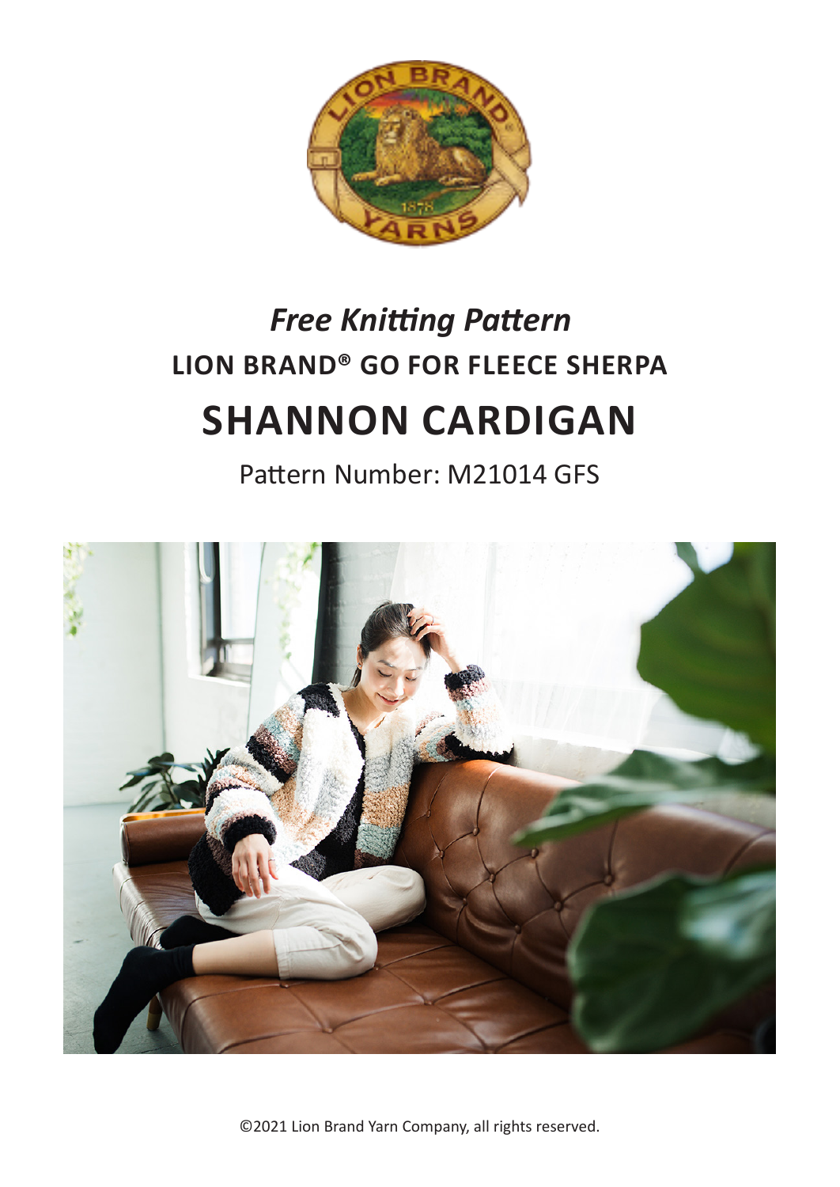*Free Knitting Pattern*

**LION BRAND® GO FOR FLEECE SHERPA**

# SHANNON CARDIGAN

Pattern Number: M21014 GFS

©2021 Lion Brand Yarn Company, all rights reserved.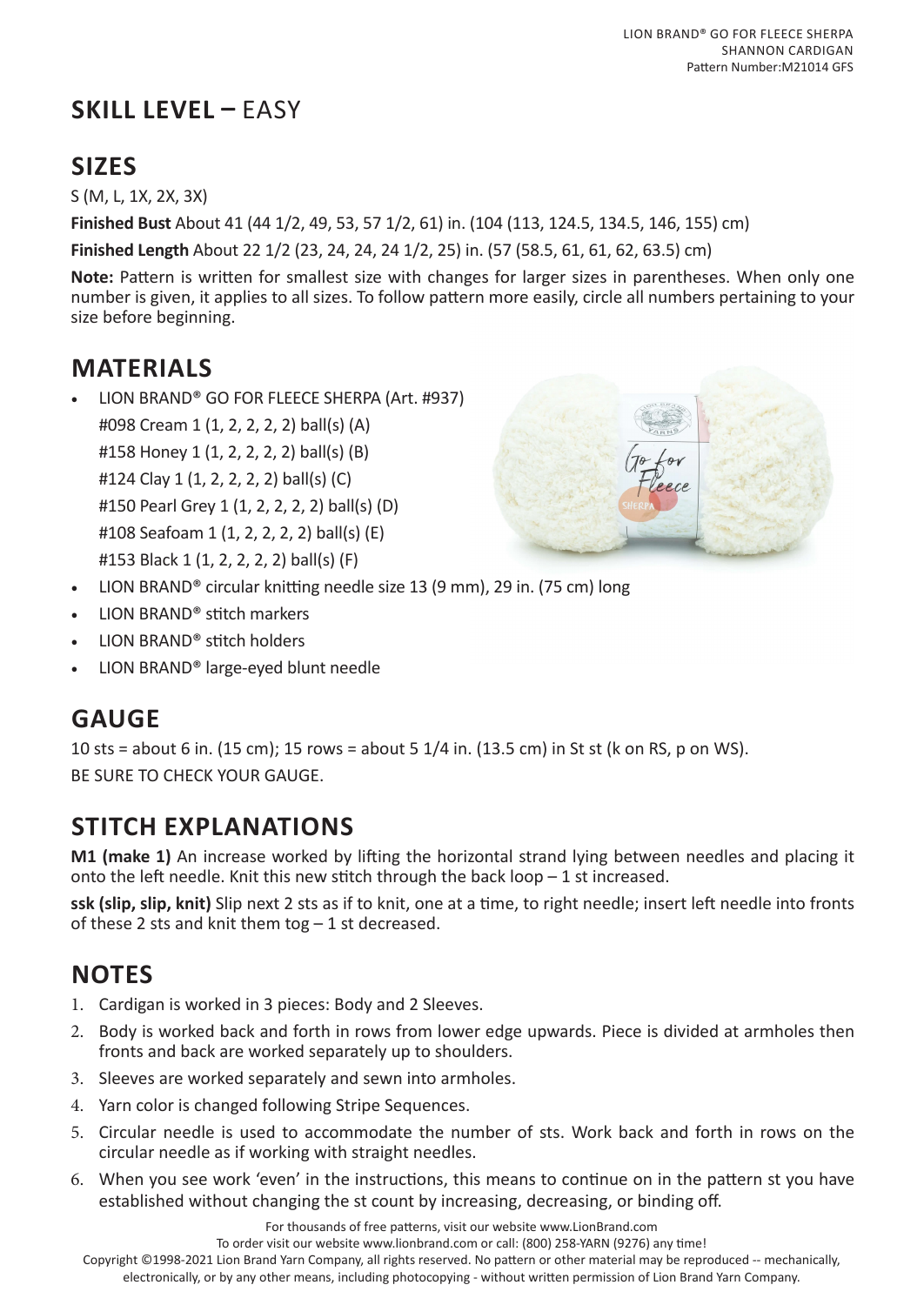## SKILL LEVEL – EASY

## SIZES

S (M, L, 1X, 2X, 3X)

**Finished Bust** About 41 (44 1/2, 49, 53, 57 1/2, 61) in. (104 (113, 124.5, 134.5, 146, 155) cm)

**Finished Length** About 22 1/2 (23, 24, 24, 24 1/2, 25) in. (57 (58.5, 61, 61, 62, 63.5) cm)

**Note:** Pattern is written for smallest size with changes for larger sizes in parentheses. When only one number is given, it applies to all sizes. To follow pattern more easily, circle all numbers pertaining to your size before beginning.

## MATERIALS

- LION BRAND® GO FOR FLEECE SHERPA (Art. #937)
  #098 Cream 1 (1, 2, 2, 2, 2) ball(s) (A)
  #158 Honey 1 (1, 2, 2, 2, 2) ball(s) (B)
  #124 Clay 1 (1, 2, 2, 2, 2) ball(s) (C)
  #150 Pearl Grey 1 (1, 2, 2, 2, 2) ball(s) (D)
  #108 Seafoam 1 (1, 2, 2, 2, 2) ball(s) (E)
  #153 Black 1 (1, 2, 2, 2, 2) ball(s) (F)
- LION BRAND® circular knitting needle size 13 (9 mm), 29 in. (75 cm) long
- LION BRAND® stitch markers
- LION BRAND® stitch holders
- LION BRAND® large-eyed blunt needle

## GAUGE

10 sts = about 6 in. (15 cm); 15 rows = about 5 1/4 in. (13.5 cm) in St st (k on RS, p on WS).

BE SURE TO CHECK YOUR GAUGE.

## STITCH EXPLANATIONS

**M1 (make 1)** An increase worked by lifting the horizontal strand lying between needles and placing it onto the left needle. Knit this new stitch through the back loop – 1 st increased.

**ssk (slip, slip, knit)** Slip next 2 sts as if to knit, one at a time, to right needle; insert left needle into fronts of these 2 sts and knit them tog – 1 st decreased.

## NOTES

1. Cardigan is worked in 3 pieces: Body and 2 Sleeves.
2. Body is worked back and forth in rows from lower edge upwards. Piece is divided at armholes then fronts and back are worked separately up to shoulders.
3. Sleeves are worked separately and sewn into armholes.
4. Yarn color is changed following Stripe Sequences.
5. Circular needle is used to accommodate the number of sts. Work back and forth in rows on the circular needle as if working with straight needles.
6. When you see work 'even' in the instructions, this means to continue on in the pattern st you have established without changing the st count by increasing, decreasing, or binding off.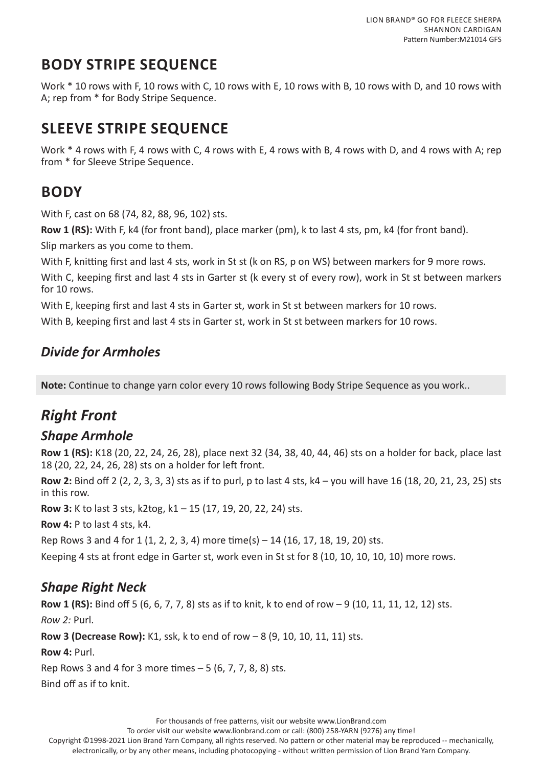## BODY STRIPE SEQUENCE

Work * 10 rows with F, 10 rows with C, 10 rows with E, 10 rows with B, 10 rows with D, and 10 rows with A; rep from * for Body Stripe Sequence.

## SLEEVE STRIPE SEQUENCE

Work * 4 rows with F, 4 rows with C, 4 rows with E, 4 rows with B, 4 rows with D, and 4 rows with A; rep from * for Sleeve Stripe Sequence.

## BODY

With F, cast on 68 (74, 82, 88, 96, 102) sts.

**Row 1 (RS):** With F, k4 (for front band), place marker (pm), k to last 4 sts, pm, k4 (for front band).

Slip markers as you come to them.

With F, knitting first and last 4 sts, work in St st (k on RS, p on WS) between markers for 9 more rows.

With C, keeping first and last 4 sts in Garter st (k every st of every row), work in St st between markers for 10 rows.

With E, keeping first and last 4 sts in Garter st, work in St st between markers for 10 rows.

With B, keeping first and last 4 sts in Garter st, work in St st between markers for 10 rows.

### *Divide for Armholes*

**Note:** Continue to change yarn color every 10 rows following Body Stripe Sequence as you work..

## *Right Front*

### *Shape Armhole*

**Row 1 (RS):** K18 (20, 22, 24, 26, 28), place next 32 (34, 38, 40, 44, 46) sts on a holder for back, place last 18 (20, 22, 24, 26, 28) sts on a holder for left front.

**Row 2:** Bind off 2 (2, 2, 3, 3, 3) sts as if to purl, p to last 4 sts, k4 – you will have 16 (18, 20, 21, 23, 25) sts in this row.

**Row 3:** K to last 3 sts, k2tog, k1 – 15 (17, 19, 20, 22, 24) sts.

**Row 4:** P to last 4 sts, k4.

Rep Rows 3 and 4 for 1 (1, 2, 2, 3, 4) more time(s) – 14 (16, 17, 18, 19, 20) sts.

Keeping 4 sts at front edge in Garter st, work even in St st for 8 (10, 10, 10, 10, 10) more rows.

### *Shape Right Neck*

**Row 1 (RS):** Bind off 5 (6, 6, 7, 7, 8) sts as if to knit, k to end of row – 9 (10, 11, 11, 12, 12) sts.

*Row 2:* Purl.

**Row 3 (Decrease Row):** K1, ssk, k to end of row – 8 (9, 10, 10, 11, 11) sts.

**Row 4:** Purl.

Rep Rows 3 and 4 for 3 more times – 5 (6, 7, 7, 8, 8) sts.

Bind off as if to knit.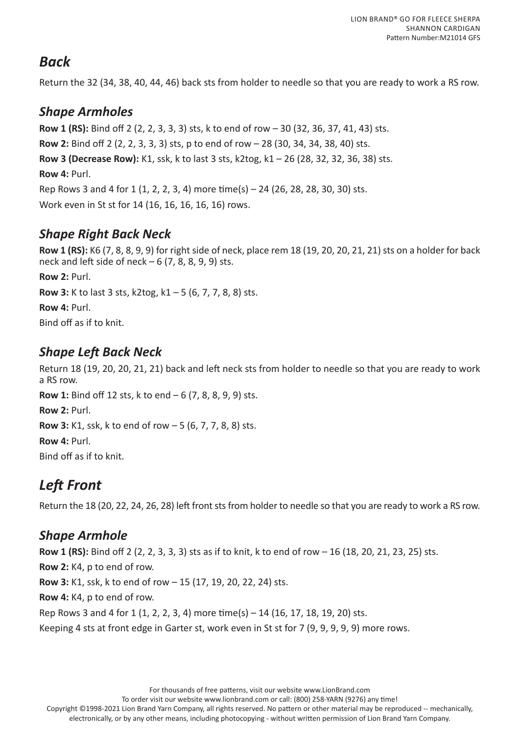## *Back*

Return the 32 (34, 38, 40, 44, 46) back sts from holder to needle so that you are ready to work a RS row.

### *Shape Armholes*

**Row 1 (RS):** Bind off 2 (2, 2, 3, 3, 3) sts, k to end of row – 30 (32, 36, 37, 41, 43) sts.

**Row 2:** Bind off 2 (2, 2, 3, 3, 3) sts, p to end of row – 28 (30, 34, 34, 38, 40) sts.

**Row 3 (Decrease Row):** K1, ssk, k to last 3 sts, k2tog, k1 – 26 (28, 32, 32, 36, 38) sts.

**Row 4:** Purl.

Rep Rows 3 and 4 for 1 (1, 2, 2, 3, 4) more time(s) – 24 (26, 28, 28, 30, 30) sts.

Work even in St st for 14 (16, 16, 16, 16, 16) rows.

### *Shape Right Back Neck*

**Row 1 (RS):** K6 (7, 8, 8, 9, 9) for right side of neck, place rem 18 (19, 20, 20, 21, 21) sts on a holder for back neck and left side of neck – 6 (7, 8, 8, 9, 9) sts.

**Row 2:** Purl.

**Row 3:** K to last 3 sts, k2tog, k1 – 5 (6, 7, 7, 8, 8) sts.

**Row 4:** Purl.

Bind off as if to knit.

### *Shape Left Back Neck*

Return 18 (19, 20, 20, 21, 21) back and left neck sts from holder to needle so that you are ready to work a RS row.

**Row 1:** Bind off 12 sts, k to end – 6 (7, 8, 8, 9, 9) sts.

**Row 2:** Purl.

**Row 3:** K1, ssk, k to end of row – 5 (6, 7, 7, 8, 8) sts.

**Row 4:** Purl.

Bind off as if to knit.

## *Left Front*

Return the 18 (20, 22, 24, 26, 28) left front sts from holder to needle so that you are ready to work a RS row.

### *Shape Armhole*

**Row 1 (RS):** Bind off 2 (2, 2, 3, 3, 3) sts as if to knit, k to end of row – 16 (18, 20, 21, 23, 25) sts.

**Row 2:** K4, p to end of row.

**Row 3:** K1, ssk, k to end of row – 15 (17, 19, 20, 22, 24) sts.

**Row 4:** K4, p to end of row.

Rep Rows 3 and 4 for 1 (1, 2, 2, 3, 4) more time(s) – 14 (16, 17, 18, 19, 20) sts.

Keeping 4 sts at front edge in Garter st, work even in St st for 7 (9, 9, 9, 9, 9) more rows.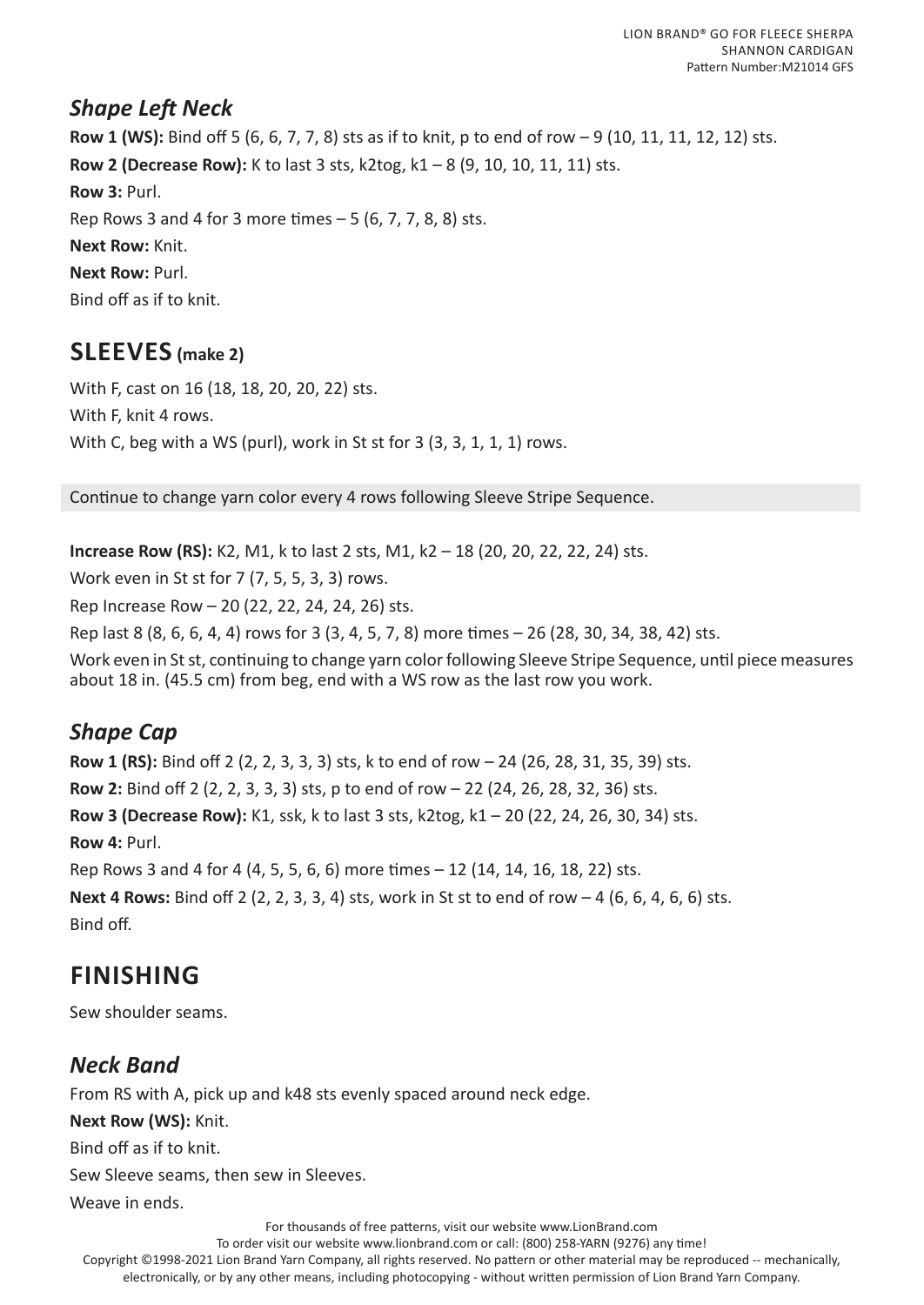### *Shape Left Neck*

**Row 1 (WS):** Bind off 5 (6, 6, 7, 7, 8) sts as if to knit, p to end of row – 9 (10, 11, 11, 12, 12) sts.

**Row 2 (Decrease Row):** K to last 3 sts, k2tog, k1 – 8 (9, 10, 10, 11, 11) sts.

**Row 3:** Purl.

Rep Rows 3 and 4 for 3 more times – 5 (6, 7, 7, 8, 8) sts.

**Next Row:** Knit.

**Next Row:** Purl.

Bind off as if to knit.

## SLEEVES **(make 2)**

With F, cast on 16 (18, 18, 20, 20, 22) sts.

With F, knit 4 rows.

With C, beg with a WS (purl), work in St st for 3 (3, 3, 1, 1, 1) rows.

Continue to change yarn color every 4 rows following Sleeve Stripe Sequence.

**Increase Row (RS):** K2, M1, k to last 2 sts, M1, k2 – 18 (20, 20, 22, 22, 24) sts.

Work even in St st for 7 (7, 5, 5, 3, 3) rows.

Rep Increase Row – 20 (22, 22, 24, 24, 26) sts.

Rep last 8 (8, 6, 6, 4, 4) rows for 3 (3, 4, 5, 7, 8) more times – 26 (28, 30, 34, 38, 42) sts.

Work even in St st, continuing to change yarn color following Sleeve Stripe Sequence, until piece measures about 18 in. (45.5 cm) from beg, end with a WS row as the last row you work.

### *Shape Cap*

**Row 1 (RS):** Bind off 2 (2, 2, 3, 3, 3) sts, k to end of row – 24 (26, 28, 31, 35, 39) sts.

**Row 2:** Bind off 2 (2, 2, 3, 3, 3) sts, p to end of row – 22 (24, 26, 28, 32, 36) sts.

**Row 3 (Decrease Row):** K1, ssk, k to last 3 sts, k2tog, k1 – 20 (22, 24, 26, 30, 34) sts.

**Row 4:** Purl.

Rep Rows 3 and 4 for 4 (4, 5, 5, 6, 6) more times – 12 (14, 14, 16, 18, 22) sts.

**Next 4 Rows:** Bind off 2 (2, 2, 3, 3, 4) sts, work in St st to end of row – 4 (6, 6, 4, 6, 6) sts.

Bind off.

## FINISHING

Sew shoulder seams.

### *Neck Band*

From RS with A, pick up and k48 sts evenly spaced around neck edge.

**Next Row (WS):** Knit.

Bind off as if to knit.

Sew Sleeve seams, then sew in Sleeves.

Weave in ends.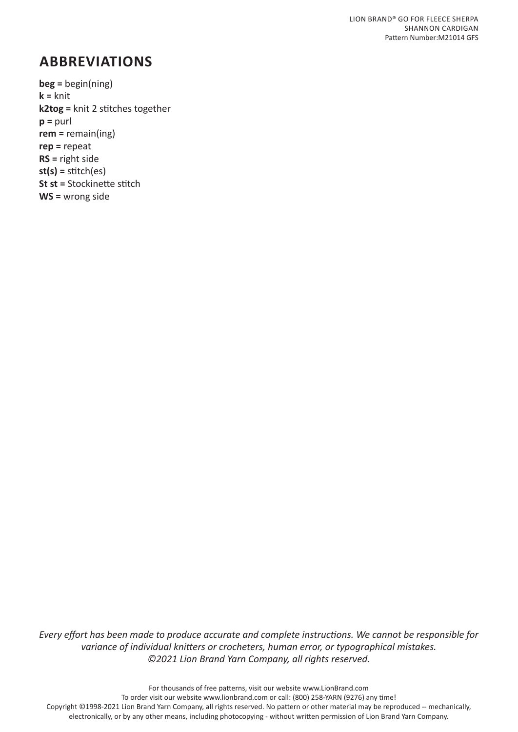## ABBREVIATIONS

**beg =** begin(ning)
**k =** knit
**k2tog =** knit 2 stitches together
**p =** purl
**rem =** remain(ing)
**rep =** repeat
**RS =** right side
**st(s) =** stitch(es)
**St st =** Stockinette stitch
**WS =** wrong side

*Every effort has been made to produce accurate and complete instructions. We cannot be responsible for variance of individual knitters or crocheters, human error, or typographical mistakes. ©2021 Lion Brand Yarn Company, all rights reserved.*

For thousands of free patterns, visit our website www.LionBrand.com
To order visit our website www.lionbrand.com or call: (800) 258-YARN (9276) any time!
Copyright ©1998-2021 Lion Brand Yarn Company, all rights reserved. No pattern or other material may be reproduced -- mechanically, electronically, or by any other means, including photocopying - without written permission of Lion Brand Yarn Company.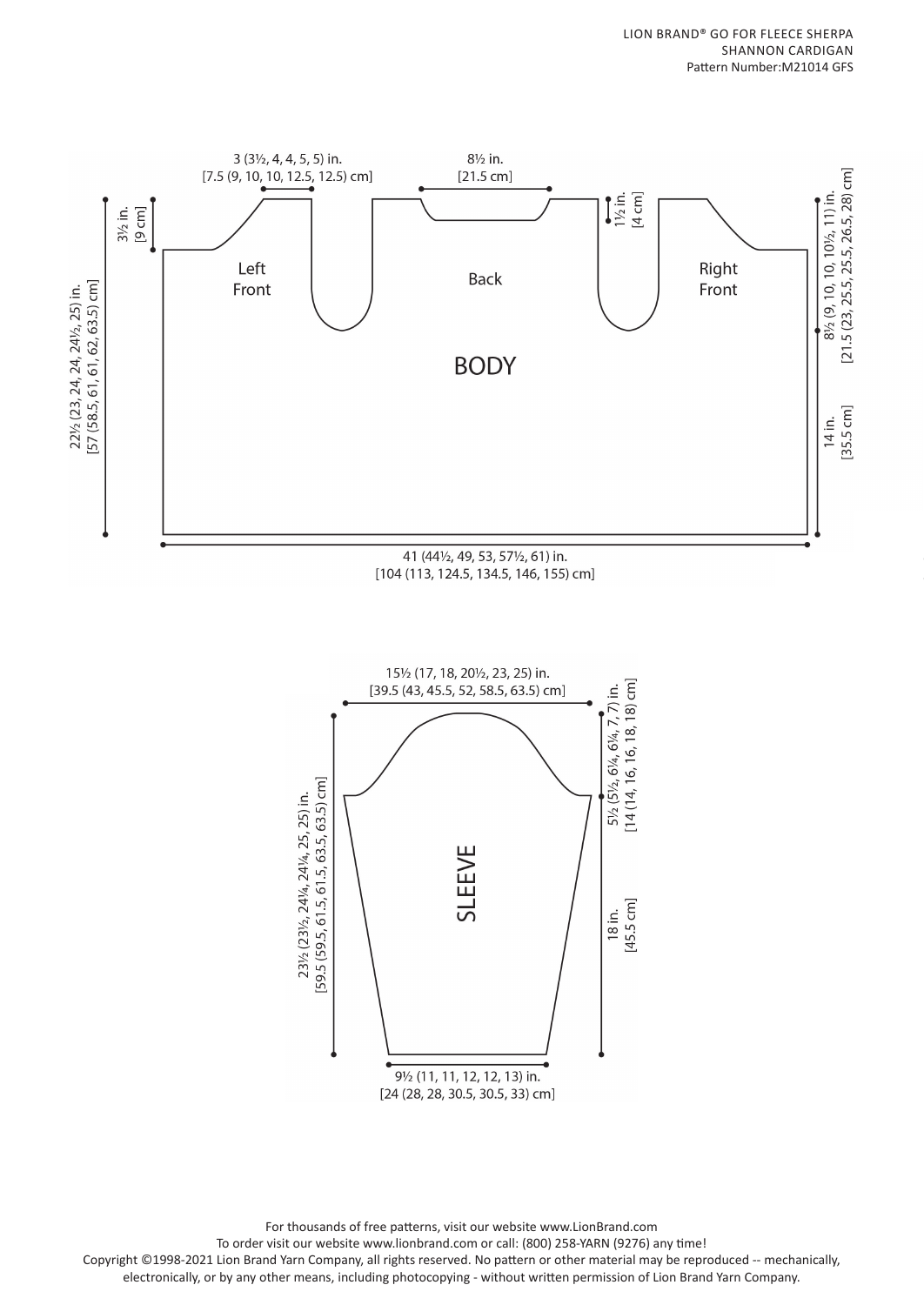BODY

Left Front

Back

Right Front

3 (3½, 4, 4, 5, 5) in.
[7.5 (9, 10, 10, 12.5, 12.5) cm]

8½ in.
[21.5 cm]

3½ in.
[9 cm]

1½ in.
[4 cm]

22½ (23, 24, 24, 24½, 25) in.
[57 (58.5, 61, 61, 62, 63.5) cm]

8½ (9, 10, 10, 10½, 11) in.
[21.5 (23, 25.5, 25.5, 26.5, 28) cm]

14 in.
[35.5 cm]

41 (44½, 49, 53, 57½, 61) in.
[104 (113, 124.5, 134.5, 146, 155) cm]

SLEEVE

15½ (17, 18, 20½, 23, 25) in.
[39.5 (43, 45.5, 52, 58.5, 63.5) cm]

23½ (23½, 24¼, 24¼, 25, 25) in.
[59.5 (59.5, 61.5, 61.5, 63.5, 63.5) cm]

5½ (5½, 6¼, 6¼, 7, 7) in.
[14 (14, 16, 16, 18, 18) cm]

18 in.
[45.5 cm]

9½ (11, 11, 12, 12, 13) in.
[24 (28, 28, 30.5, 30.5, 33) cm]

For thousands of free patterns, visit our website www.LionBrand.com
To order visit our website www.lionbrand.com or call: (800) 258-YARN (9276) any time!
Copyright ©1998-2021 Lion Brand Yarn Company, all rights reserved. No pattern or other material may be reproduced -- mechanically, electronically, or by any other means, including photocopying - without written permission of Lion Brand Yarn Company.